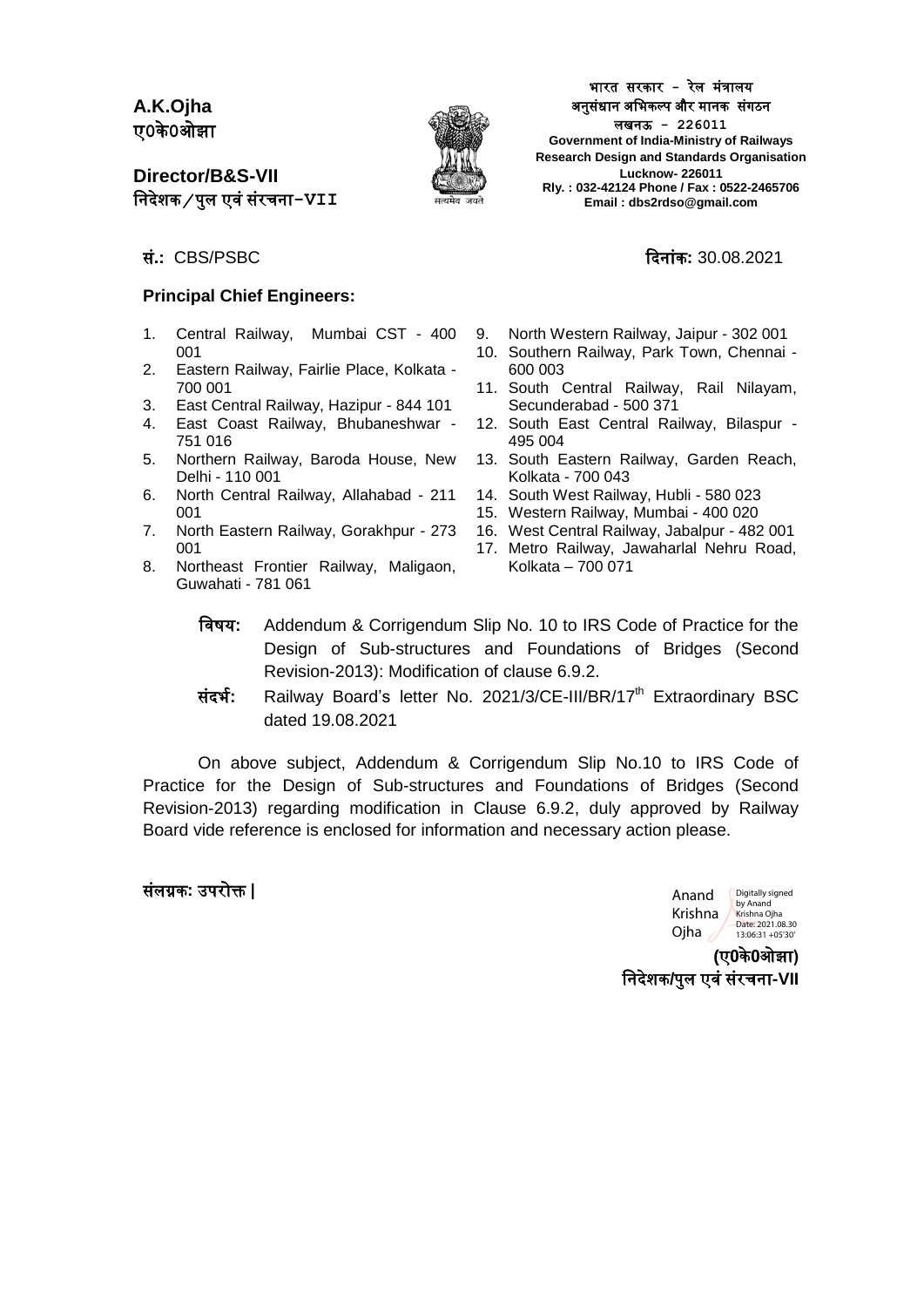**A.K.Ojha**
एo केoओझा

**Director/B&S-VII**
निदेशक/पुल एवं संरचना-VII

भारत सरकार – रेल मंत्रालय
अनुसंधान अभिकल्प और मानक संगठन
लखनऊ – 226011
**Government of India-Ministry of Railways**
**Research Design and Standards Organisation**
**Lucknow- 226011**
**Rly. : 032-42124 Phone / Fax : 0522-2465706**
**Email : dbs2rdso@gmail.com**

**सं.:** CBS/PSBC **दिनांक:** 30.08.2021

**Principal Chief Engineers:**

1. Central Railway, Mumbai CST - 400 001
2. Eastern Railway, Fairlie Place, Kolkata - 700 001
3. East Central Railway, Hazipur - 844 101
4. East Coast Railway, Bhubaneshwar - 751 016
5. Northern Railway, Baroda House, New Delhi - 110 001
6. North Central Railway, Allahabad - 211 001
7. North Eastern Railway, Gorakhpur - 273 001
8. Northeast Frontier Railway, Maligaon, Guwahati - 781 061
9. North Western Railway, Jaipur - 302 001
10. Southern Railway, Park Town, Chennai - 600 003
11. South Central Railway, Rail Nilayam, Secunderabad - 500 371
12. South East Central Railway, Bilaspur - 495 004
13. South Eastern Railway, Garden Reach, Kolkata - 700 043
14. South West Railway, Hubli - 580 023
15. Western Railway, Mumbai - 400 020
16. West Central Railway, Jabalpur - 482 001
17. Metro Railway, Jawaharlal Nehru Road, Kolkata – 700 071

**विषय:** Addendum & Corrigendum Slip No. 10 to IRS Code of Practice for the Design of Sub-structures and Foundations of Bridges (Second Revision-2013): Modification of clause 6.9.2.

**संदर्भ:** Railway Board's letter No. 2021/3/CE-III/BR/17th Extraordinary BSC dated 19.08.2021

On above subject, Addendum & Corrigendum Slip No.10 to IRS Code of Practice for the Design of Sub-structures and Foundations of Bridges (Second Revision-2013) regarding modification in Clause 6.9.2, duly approved by Railway Board vide reference is enclosed for information and necessary action please.

**संलग्नक: उपरोक्त |**

Anand Krishna Ojha
Digitally signed by Anand Krishna Ojha
Date: 2021.08.30 13:06:31 +05'30'

**(एo केoओझा)**
**निदेशक/पुल एवं संरचना-VII**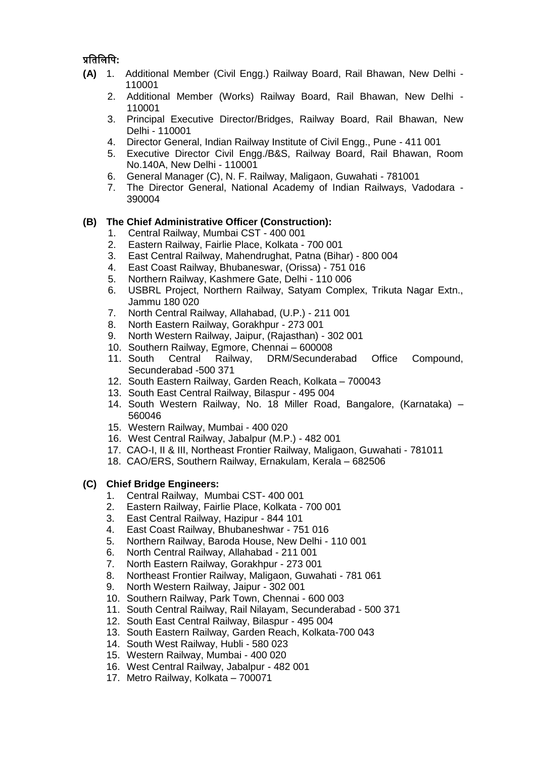**प्रतिलिपि:**

**(A)**
1. Additional Member (Civil Engg.) Railway Board, Rail Bhawan, New Delhi - 110001
2. Additional Member (Works) Railway Board, Rail Bhawan, New Delhi - 110001
3. Principal Executive Director/Bridges, Railway Board, Rail Bhawan, New Delhi - 110001
4. Director General, Indian Railway Institute of Civil Engg., Pune - 411 001
5. Executive Director Civil Engg./B&S, Railway Board, Rail Bhawan, Room No.140A, New Delhi - 110001
6. General Manager (C), N. F. Railway, Maligaon, Guwahati - 781001
7. The Director General, National Academy of Indian Railways, Vadodara - 390004

**(B) The Chief Administrative Officer (Construction):**
1. Central Railway, Mumbai CST - 400 001
2. Eastern Railway, Fairlie Place, Kolkata - 700 001
3. East Central Railway, Mahendrughat, Patna (Bihar) - 800 004
4. East Coast Railway, Bhubaneswar, (Orissa) - 751 016
5. Northern Railway, Kashmere Gate, Delhi - 110 006
6. USBRL Project, Northern Railway, Satyam Complex, Trikuta Nagar Extn., Jammu 180 020
7. North Central Railway, Allahabad, (U.P.) - 211 001
8. North Eastern Railway, Gorakhpur - 273 001
9. North Western Railway, Jaipur, (Rajasthan) - 302 001
10. Southern Railway, Egmore, Chennai – 600008
11. South Central Railway, DRM/Secunderabad Office Compound, Secunderabad -500 371
12. South Eastern Railway, Garden Reach, Kolkata – 700043
13. South East Central Railway, Bilaspur - 495 004
14. South Western Railway, No. 18 Miller Road, Bangalore, (Karnataka) – 560046
15. Western Railway, Mumbai - 400 020
16. West Central Railway, Jabalpur (M.P.) - 482 001
17. CAO-I, II & III, Northeast Frontier Railway, Maligaon, Guwahati - 781011
18. CAO/ERS, Southern Railway, Ernakulam, Kerala – 682506

**(C) Chief Bridge Engineers:**
1. Central Railway, Mumbai CST- 400 001
2. Eastern Railway, Fairlie Place, Kolkata - 700 001
3. East Central Railway, Hazipur - 844 101
4. East Coast Railway, Bhubaneshwar - 751 016
5. Northern Railway, Baroda House, New Delhi - 110 001
6. North Central Railway, Allahabad - 211 001
7. North Eastern Railway, Gorakhpur - 273 001
8. Northeast Frontier Railway, Maligaon, Guwahati - 781 061
9. North Western Railway, Jaipur - 302 001
10. Southern Railway, Park Town, Chennai - 600 003
11. South Central Railway, Rail Nilayam, Secunderabad - 500 371
12. South East Central Railway, Bilaspur - 495 004
13. South Eastern Railway, Garden Reach, Kolkata-700 043
14. South West Railway, Hubli - 580 023
15. Western Railway, Mumbai - 400 020
16. West Central Railway, Jabalpur - 482 001
17. Metro Railway, Kolkata – 700071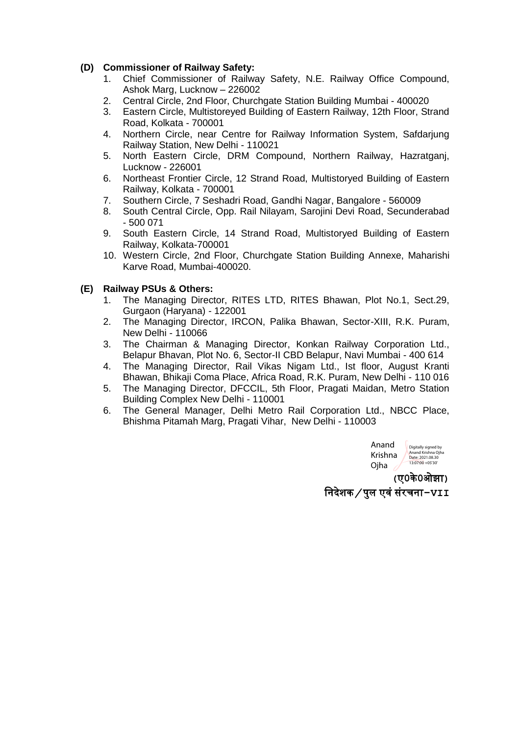**(D) Commissioner of Railway Safety:**

1. Chief Commissioner of Railway Safety, N.E. Railway Office Compound, Ashok Marg, Lucknow – 226002
2. Central Circle, 2nd Floor, Churchgate Station Building Mumbai - 400020
3. Eastern Circle, Multistoreyed Building of Eastern Railway, 12th Floor, Strand Road, Kolkata - 700001
4. Northern Circle, near Centre for Railway Information System, Safdarjung Railway Station, New Delhi - 110021
5. North Eastern Circle, DRM Compound, Northern Railway, Hazratganj, Lucknow - 226001
6. Northeast Frontier Circle, 12 Strand Road, Multistoryed Building of Eastern Railway, Kolkata - 700001
7. Southern Circle, 7 Seshadri Road, Gandhi Nagar, Bangalore - 560009
8. South Central Circle, Opp. Rail Nilayam, Sarojini Devi Road, Secunderabad - 500 071
9. South Eastern Circle, 14 Strand Road, Multistoryed Building of Eastern Railway, Kolkata-700001
10. Western Circle, 2nd Floor, Churchgate Station Building Annexe, Maharishi Karve Road, Mumbai-400020.

**(E) Railway PSUs & Others:**

1. The Managing Director, RITES LTD, RITES Bhawan, Plot No.1, Sect.29, Gurgaon (Haryana) - 122001
2. The Managing Director, IRCON, Palika Bhawan, Sector-XIII, R.K. Puram, New Delhi - 110066
3. The Chairman & Managing Director, Konkan Railway Corporation Ltd., Belapur Bhavan, Plot No. 6, Sector-II CBD Belapur, Navi Mumbai - 400 614
4. The Managing Director, Rail Vikas Nigam Ltd., Ist floor, August Kranti Bhawan, Bhikaji Coma Place, Africa Road, R.K. Puram, New Delhi - 110 016
5. The Managing Director, DFCCIL, 5th Floor, Pragati Maidan, Metro Station Building Complex New Delhi - 110001
6. The General Manager, Delhi Metro Rail Corporation Ltd., NBCC Place, Bhishma Pitamah Marg, Pragati Vihar, New Delhi - 110003

Anand Krishna Ojha
Digitally signed by Anand Krishna Ojha
Date: 2021.08.30 13:07:00 +05'30'

(ए0के0ओझा)
निदेशक/पुल एवं संरचना-VII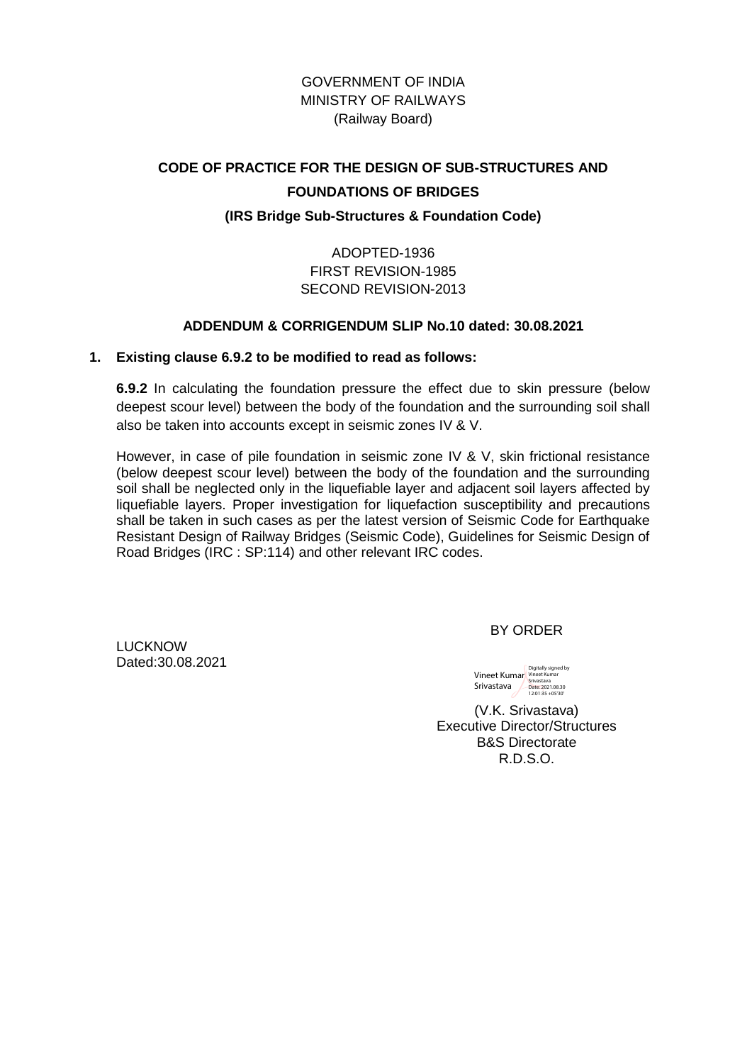GOVERNMENT OF INDIA
MINISTRY OF RAILWAYS
(Railway Board)

# CODE OF PRACTICE FOR THE DESIGN OF SUB-STRUCTURES AND FOUNDATIONS OF BRIDGES

## (IRS Bridge Sub-Structures & Foundation Code)

ADOPTED-1936
FIRST REVISION-1985
SECOND REVISION-2013

### ADDENDUM & CORRIGENDUM SLIP No.10 dated: 30.08.2021

**1. Existing clause 6.9.2 to be modified to read as follows:**

**6.9.2** In calculating the foundation pressure the effect due to skin pressure (below deepest scour level) between the body of the foundation and the surrounding soil shall also be taken into accounts except in seismic zones IV & V.

However, in case of pile foundation in seismic zone IV & V, skin frictional resistance (below deepest scour level) between the body of the foundation and the surrounding soil shall be neglected only in the liquefiable layer and adjacent soil layers affected by liquefiable layers. Proper investigation for liquefaction susceptibility and precautions shall be taken in such cases as per the latest version of Seismic Code for Earthquake Resistant Design of Railway Bridges (Seismic Code), Guidelines for Seismic Design of Road Bridges (IRC : SP:114) and other relevant IRC codes.

BY ORDER

LUCKNOW
Dated:30.08.2021

Vineet Kumar Srivastava
Digitally signed by Vineet Kumar Srivastava
Date: 2021.08.30 12:01:35 +05'30'

(V.K. Srivastava)
Executive Director/Structures
B&S Directorate
R.D.S.O.